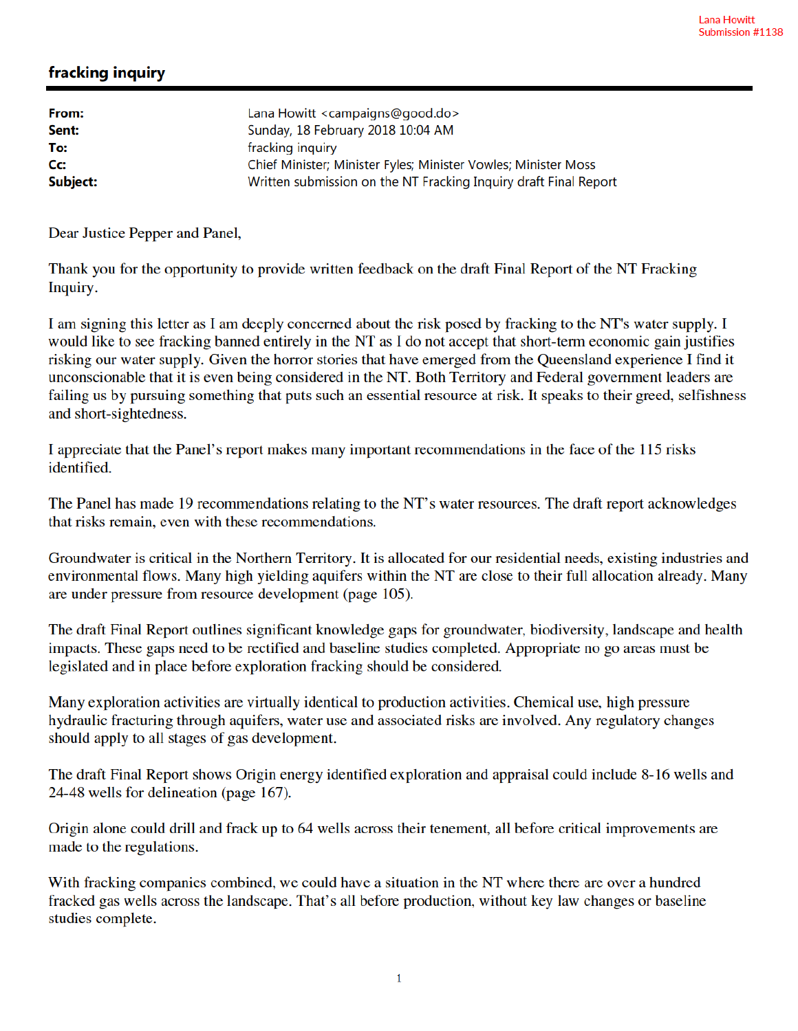Lana Howitt
Submission #1138

## fracking inquiry

| | |
|---|---|
| **From:** | Lana Howitt <campaigns@good.do> |
| **Sent:** | Sunday, 18 February 2018 10:04 AM |
| **To:** | fracking inquiry |
| **Cc:** | Chief Minister; Minister Fyles; Minister Vowles; Minister Moss |
| **Subject:** | Written submission on the NT Fracking Inquiry draft Final Report |

Dear Justice Pepper and Panel,

Thank you for the opportunity to provide written feedback on the draft Final Report of the NT Fracking Inquiry.

I am signing this letter as I am deeply concerned about the risk posed by fracking to the NT's water supply. I would like to see fracking banned entirely in the NT as I do not accept that short-term economic gain justifies risking our water supply. Given the horror stories that have emerged from the Queensland experience I find it unconscionable that it is even being considered in the NT. Both Territory and Federal government leaders are failing us by pursuing something that puts such an essential resource at risk. It speaks to their greed, selfishness and short-sightedness.

I appreciate that the Panel's report makes many important recommendations in the face of the 115 risks identified.

The Panel has made 19 recommendations relating to the NT's water resources. The draft report acknowledges that risks remain, even with these recommendations.

Groundwater is critical in the Northern Territory. It is allocated for our residential needs, existing industries and environmental flows. Many high yielding aquifers within the NT are close to their full allocation already. Many are under pressure from resource development (page 105).

The draft Final Report outlines significant knowledge gaps for groundwater, biodiversity, landscape and health impacts. These gaps need to be rectified and baseline studies completed. Appropriate no go areas must be legislated and in place before exploration fracking should be considered.

Many exploration activities are virtually identical to production activities. Chemical use, high pressure hydraulic fracturing through aquifers, water use and associated risks are involved. Any regulatory changes should apply to all stages of gas development.

The draft Final Report shows Origin energy identified exploration and appraisal could include 8-16 wells and 24-48 wells for delineation (page 167).

Origin alone could drill and frack up to 64 wells across their tenement, all before critical improvements are made to the regulations.

With fracking companies combined, we could have a situation in the NT where there are over a hundred fracked gas wells across the landscape. That's all before production, without key law changes or baseline studies complete.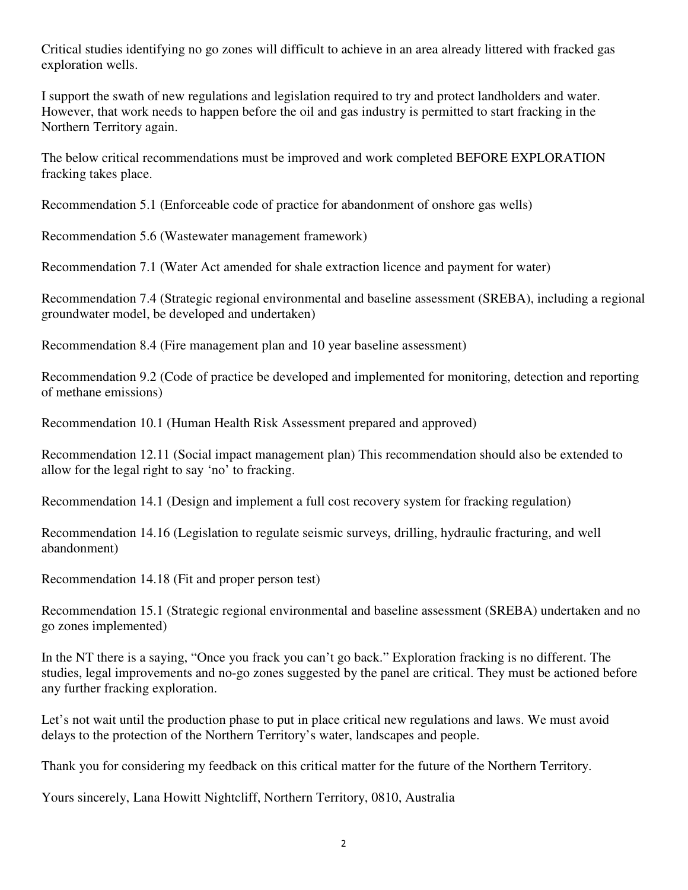Critical studies identifying no go zones will difficult to achieve in an area already littered with fracked gas exploration wells.

I support the swath of new regulations and legislation required to try and protect landholders and water. However, that work needs to happen before the oil and gas industry is permitted to start fracking in the Northern Territory again.

The below critical recommendations must be improved and work completed BEFORE EXPLORATION fracking takes place.

Recommendation 5.1 (Enforceable code of practice for abandonment of onshore gas wells)

Recommendation 5.6 (Wastewater management framework)

Recommendation 7.1 (Water Act amended for shale extraction licence and payment for water)

Recommendation 7.4 (Strategic regional environmental and baseline assessment (SREBA), including a regional groundwater model, be developed and undertaken)

Recommendation 8.4 (Fire management plan and 10 year baseline assessment)

Recommendation 9.2 (Code of practice be developed and implemented for monitoring, detection and reporting of methane emissions)

Recommendation 10.1 (Human Health Risk Assessment prepared and approved)

Recommendation 12.11 (Social impact management plan) This recommendation should also be extended to allow for the legal right to say 'no' to fracking.

Recommendation 14.1 (Design and implement a full cost recovery system for fracking regulation)

Recommendation 14.16 (Legislation to regulate seismic surveys, drilling, hydraulic fracturing, and well abandonment)

Recommendation 14.18 (Fit and proper person test)

Recommendation 15.1 (Strategic regional environmental and baseline assessment (SREBA) undertaken and no go zones implemented)

In the NT there is a saying, "Once you frack you can't go back." Exploration fracking is no different. The studies, legal improvements and no-go zones suggested by the panel are critical. They must be actioned before any further fracking exploration.

Let's not wait until the production phase to put in place critical new regulations and laws. We must avoid delays to the protection of the Northern Territory's water, landscapes and people.

Thank you for considering my feedback on this critical matter for the future of the Northern Territory.

Yours sincerely, Lana Howitt Nightcliff, Northern Territory, 0810, Australia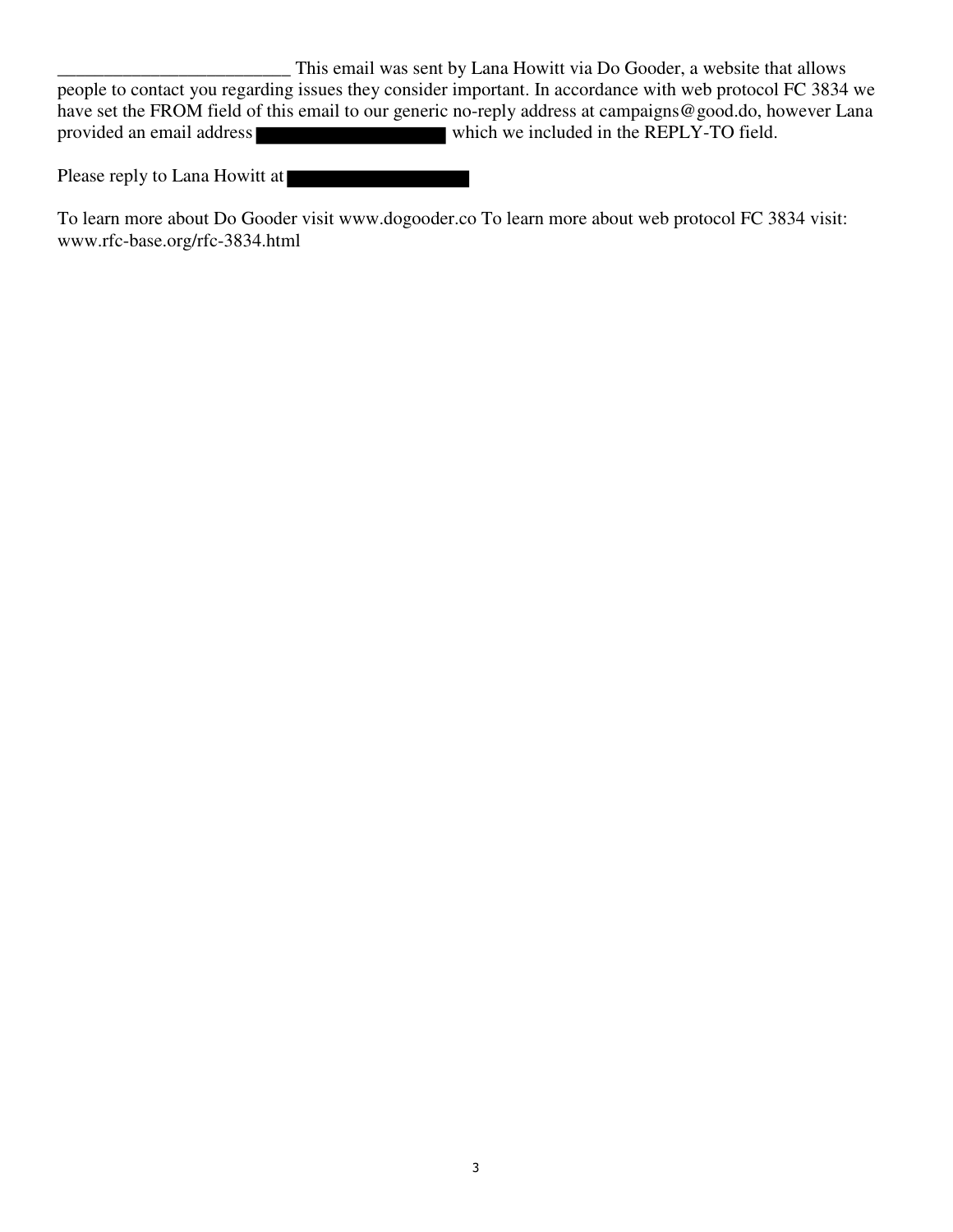_________________________ This email was sent by Lana Howitt via Do Gooder, a website that allows people to contact you regarding issues they consider important. In accordance with web protocol FC 3834 we have set the FROM field of this email to our generic no-reply address at campaigns@good.do, however Lana provided an email address ██████████████ which we included in the REPLY-TO field.

Please reply to Lana Howitt at ██████████████

To learn more about Do Gooder visit www.dogooder.co To learn more about web protocol FC 3834 visit: www.rfc-base.org/rfc-3834.html